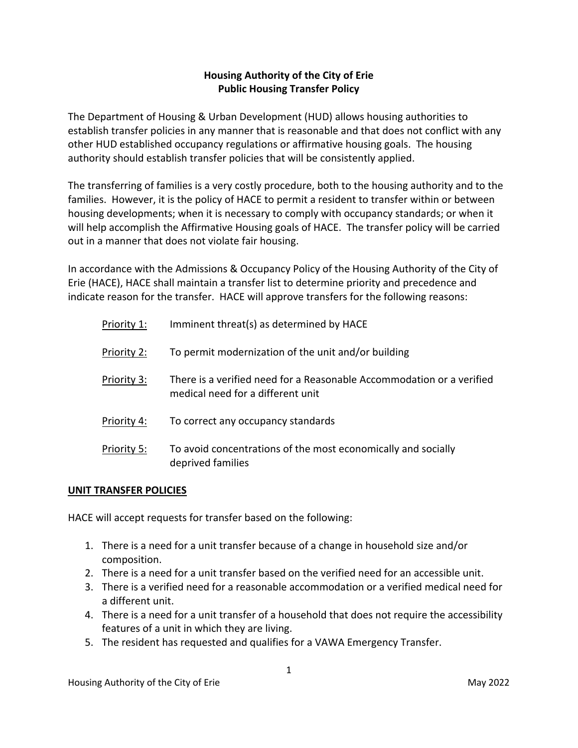# Housing Authority of the City of Erie
## Public Housing Transfer Policy

The Department of Housing & Urban Development (HUD) allows housing authorities to establish transfer policies in any manner that is reasonable and that does not conflict with any other HUD established occupancy regulations or affirmative housing goals. The housing authority should establish transfer policies that will be consistently applied.

The transferring of families is a very costly procedure, both to the housing authority and to the families. However, it is the policy of HACE to permit a resident to transfer within or between housing developments; when it is necessary to comply with occupancy standards; or when it will help accomplish the Affirmative Housing goals of HACE. The transfer policy will be carried out in a manner that does not violate fair housing.

In accordance with the Admissions & Occupancy Policy of the Housing Authority of the City of Erie (HACE), HACE shall maintain a transfer list to determine priority and precedence and indicate reason for the transfer. HACE will approve transfers for the following reasons:

<u>Priority 1:</u> Imminent threat(s) as determined by HACE

<u>Priority 2:</u> To permit modernization of the unit and/or building

<u>Priority 3:</u> There is a verified need for a Reasonable Accommodation or a verified medical need for a different unit

<u>Priority 4:</u> To correct any occupancy standards

<u>Priority 5:</u> To avoid concentrations of the most economically and socially deprived families

### UNIT TRANSFER POLICIES

HACE will accept requests for transfer based on the following:

1. There is a need for a unit transfer because of a change in household size and/or composition.
2. There is a need for a unit transfer based on the verified need for an accessible unit.
3. There is a verified need for a reasonable accommodation or a verified medical need for a different unit.
4. There is a need for a unit transfer of a household that does not require the accessibility features of a unit in which they are living.
5. The resident has requested and qualifies for a VAWA Emergency Transfer.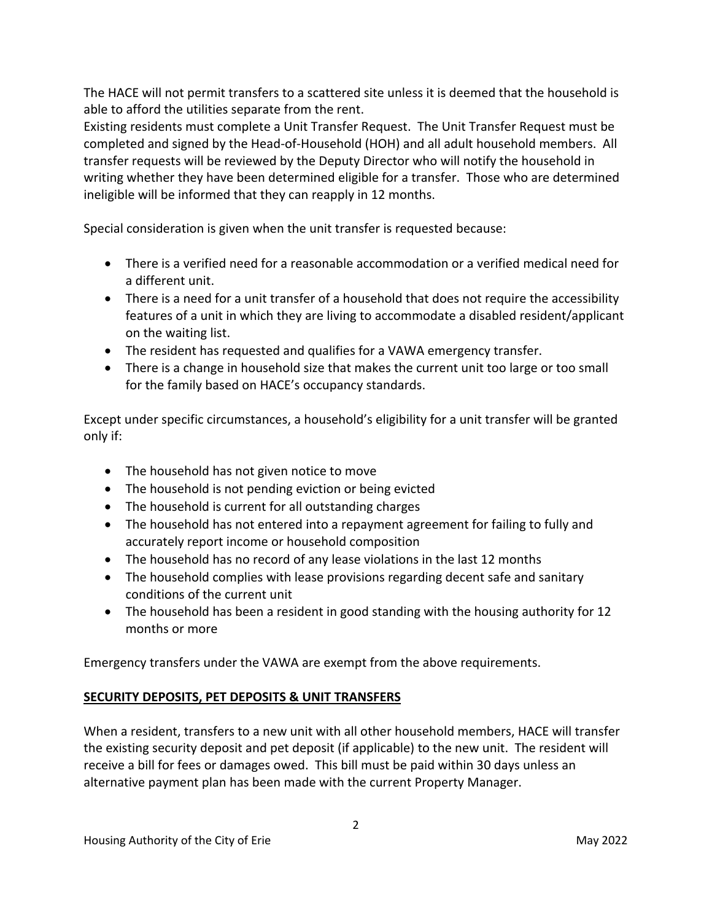The HACE will not permit transfers to a scattered site unless it is deemed that the household is able to afford the utilities separate from the rent.
Existing residents must complete a Unit Transfer Request. The Unit Transfer Request must be completed and signed by the Head-of-Household (HOH) and all adult household members. All transfer requests will be reviewed by the Deputy Director who will notify the household in writing whether they have been determined eligible for a transfer. Those who are determined ineligible will be informed that they can reapply in 12 months.

Special consideration is given when the unit transfer is requested because:

- There is a verified need for a reasonable accommodation or a verified medical need for a different unit.
- There is a need for a unit transfer of a household that does not require the accessibility features of a unit in which they are living to accommodate a disabled resident/applicant on the waiting list.
- The resident has requested and qualifies for a VAWA emergency transfer.
- There is a change in household size that makes the current unit too large or too small for the family based on HACE's occupancy standards.

Except under specific circumstances, a household's eligibility for a unit transfer will be granted only if:

- The household has not given notice to move
- The household is not pending eviction or being evicted
- The household is current for all outstanding charges
- The household has not entered into a repayment agreement for failing to fully and accurately report income or household composition
- The household has no record of any lease violations in the last 12 months
- The household complies with lease provisions regarding decent safe and sanitary conditions of the current unit
- The household has been a resident in good standing with the housing authority for 12 months or more

Emergency transfers under the VAWA are exempt from the above requirements.

## SECURITY DEPOSITS, PET DEPOSITS & UNIT TRANSFERS

When a resident, transfers to a new unit with all other household members, HACE will transfer the existing security deposit and pet deposit (if applicable) to the new unit. The resident will receive a bill for fees or damages owed. This bill must be paid within 30 days unless an alternative payment plan has been made with the current Property Manager.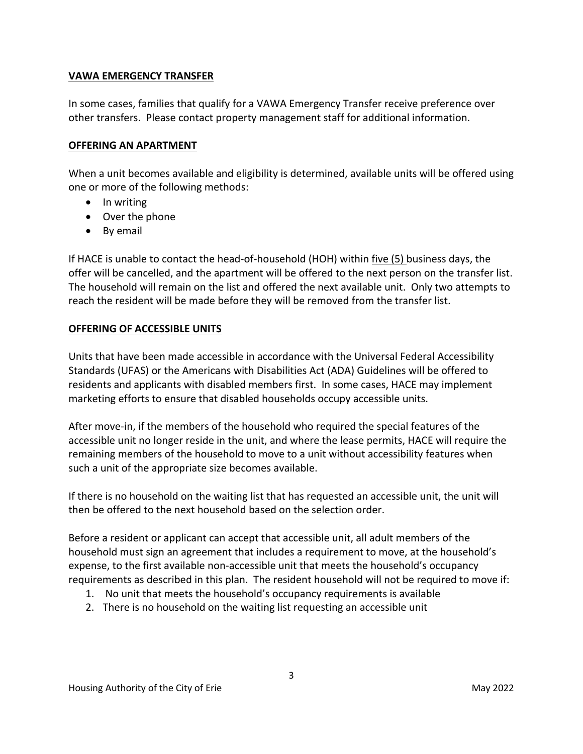**VAWA EMERGENCY TRANSFER**

In some cases, families that qualify for a VAWA Emergency Transfer receive preference over other transfers. Please contact property management staff for additional information.

**OFFERING AN APARTMENT**

When a unit becomes available and eligibility is determined, available units will be offered using one or more of the following methods:

- In writing
- Over the phone
- By email

If HACE is unable to contact the head-of-household (HOH) within five (5) business days, the offer will be cancelled, and the apartment will be offered to the next person on the transfer list. The household will remain on the list and offered the next available unit. Only two attempts to reach the resident will be made before they will be removed from the transfer list.

**OFFERING OF ACCESSIBLE UNITS**

Units that have been made accessible in accordance with the Universal Federal Accessibility Standards (UFAS) or the Americans with Disabilities Act (ADA) Guidelines will be offered to residents and applicants with disabled members first. In some cases, HACE may implement marketing efforts to ensure that disabled households occupy accessible units.

After move-in, if the members of the household who required the special features of the accessible unit no longer reside in the unit, and where the lease permits, HACE will require the remaining members of the household to move to a unit without accessibility features when such a unit of the appropriate size becomes available.

If there is no household on the waiting list that has requested an accessible unit, the unit will then be offered to the next household based on the selection order.

Before a resident or applicant can accept that accessible unit, all adult members of the household must sign an agreement that includes a requirement to move, at the household's expense, to the first available non-accessible unit that meets the household's occupancy requirements as described in this plan. The resident household will not be required to move if:

1. No unit that meets the household's occupancy requirements is available
2. There is no household on the waiting list requesting an accessible unit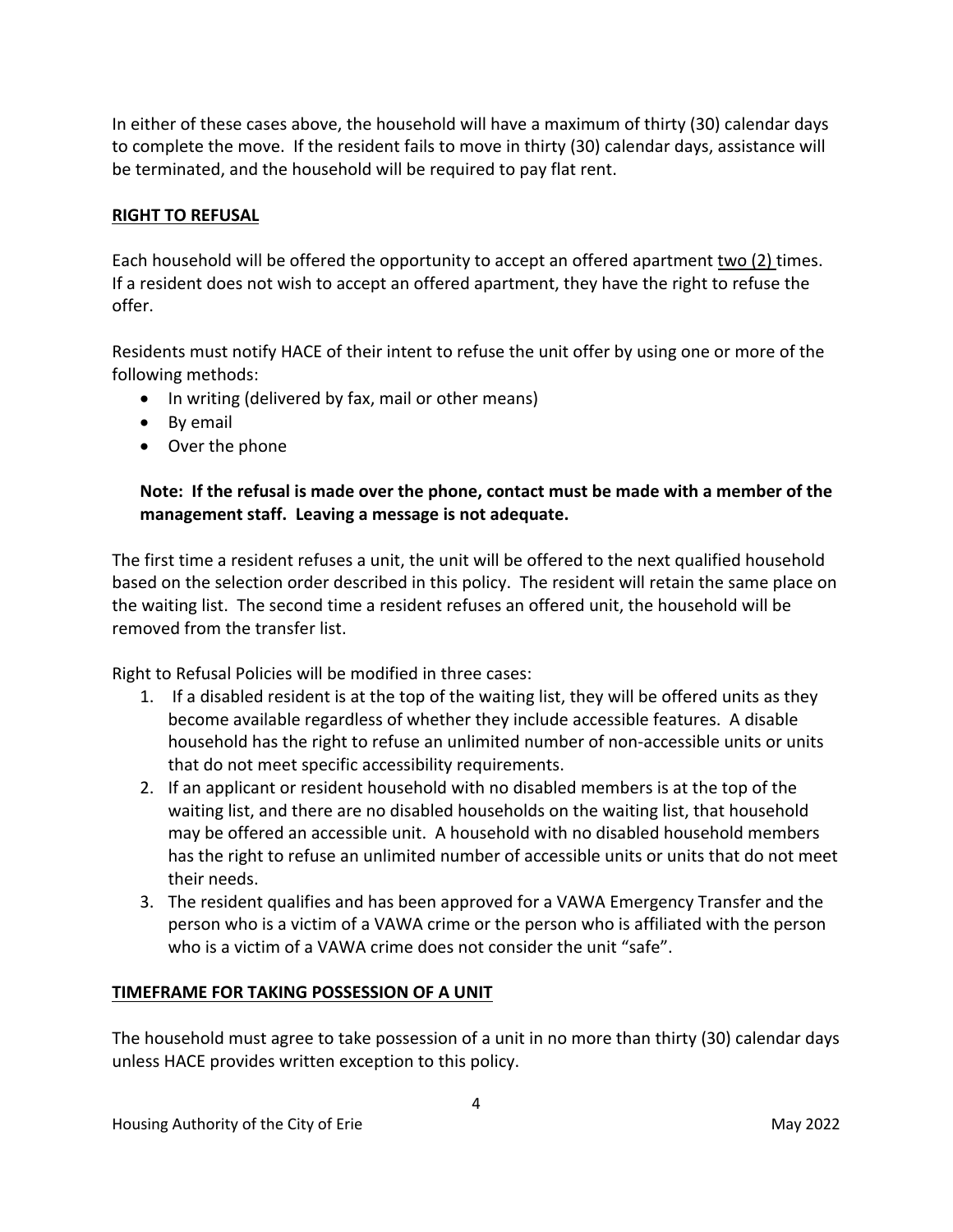In either of these cases above, the household will have a maximum of thirty (30) calendar days to complete the move. If the resident fails to move in thirty (30) calendar days, assistance will be terminated, and the household will be required to pay flat rent.

## RIGHT TO REFUSAL

Each household will be offered the opportunity to accept an offered apartment two (2) times. If a resident does not wish to accept an offered apartment, they have the right to refuse the offer.

Residents must notify HACE of their intent to refuse the unit offer by using one or more of the following methods:

- In writing (delivered by fax, mail or other means)
- By email
- Over the phone

**Note: If the refusal is made over the phone, contact must be made with a member of the management staff. Leaving a message is not adequate.**

The first time a resident refuses a unit, the unit will be offered to the next qualified household based on the selection order described in this policy. The resident will retain the same place on the waiting list. The second time a resident refuses an offered unit, the household will be removed from the transfer list.

Right to Refusal Policies will be modified in three cases:

1. If a disabled resident is at the top of the waiting list, they will be offered units as they become available regardless of whether they include accessible features. A disable household has the right to refuse an unlimited number of non-accessible units or units that do not meet specific accessibility requirements.
2. If an applicant or resident household with no disabled members is at the top of the waiting list, and there are no disabled households on the waiting list, that household may be offered an accessible unit. A household with no disabled household members has the right to refuse an unlimited number of accessible units or units that do not meet their needs.
3. The resident qualifies and has been approved for a VAWA Emergency Transfer and the person who is a victim of a VAWA crime or the person who is affiliated with the person who is a victim of a VAWA crime does not consider the unit "safe".

## TIMEFRAME FOR TAKING POSSESSION OF A UNIT

The household must agree to take possession of a unit in no more than thirty (30) calendar days unless HACE provides written exception to this policy.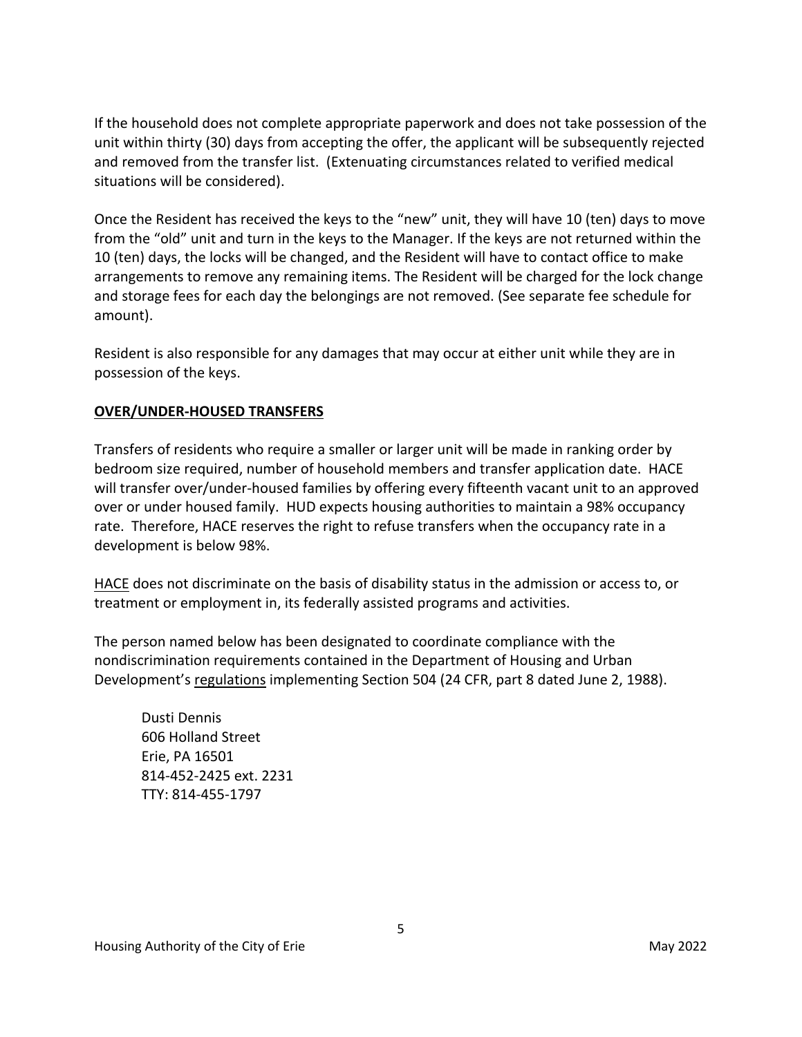If the household does not complete appropriate paperwork and does not take possession of the unit within thirty (30) days from accepting the offer, the applicant will be subsequently rejected and removed from the transfer list. (Extenuating circumstances related to verified medical situations will be considered).

Once the Resident has received the keys to the "new" unit, they will have 10 (ten) days to move from the "old" unit and turn in the keys to the Manager. If the keys are not returned within the 10 (ten) days, the locks will be changed, and the Resident will have to contact office to make arrangements to remove any remaining items. The Resident will be charged for the lock change and storage fees for each day the belongings are not removed. (See separate fee schedule for amount).

Resident is also responsible for any damages that may occur at either unit while they are in possession of the keys.

**OVER/UNDER-HOUSED TRANSFERS**

Transfers of residents who require a smaller or larger unit will be made in ranking order by bedroom size required, number of household members and transfer application date. HACE will transfer over/under-housed families by offering every fifteenth vacant unit to an approved over or under housed family. HUD expects housing authorities to maintain a 98% occupancy rate. Therefore, HACE reserves the right to refuse transfers when the occupancy rate in a development is below 98%.

HACE does not discriminate on the basis of disability status in the admission or access to, or treatment or employment in, its federally assisted programs and activities.

The person named below has been designated to coordinate compliance with the nondiscrimination requirements contained in the Department of Housing and Urban Development's regulations implementing Section 504 (24 CFR, part 8 dated June 2, 1988).

Dusti Dennis
606 Holland Street
Erie, PA 16501
814-452-2425 ext. 2231
TTY: 814-455-1797